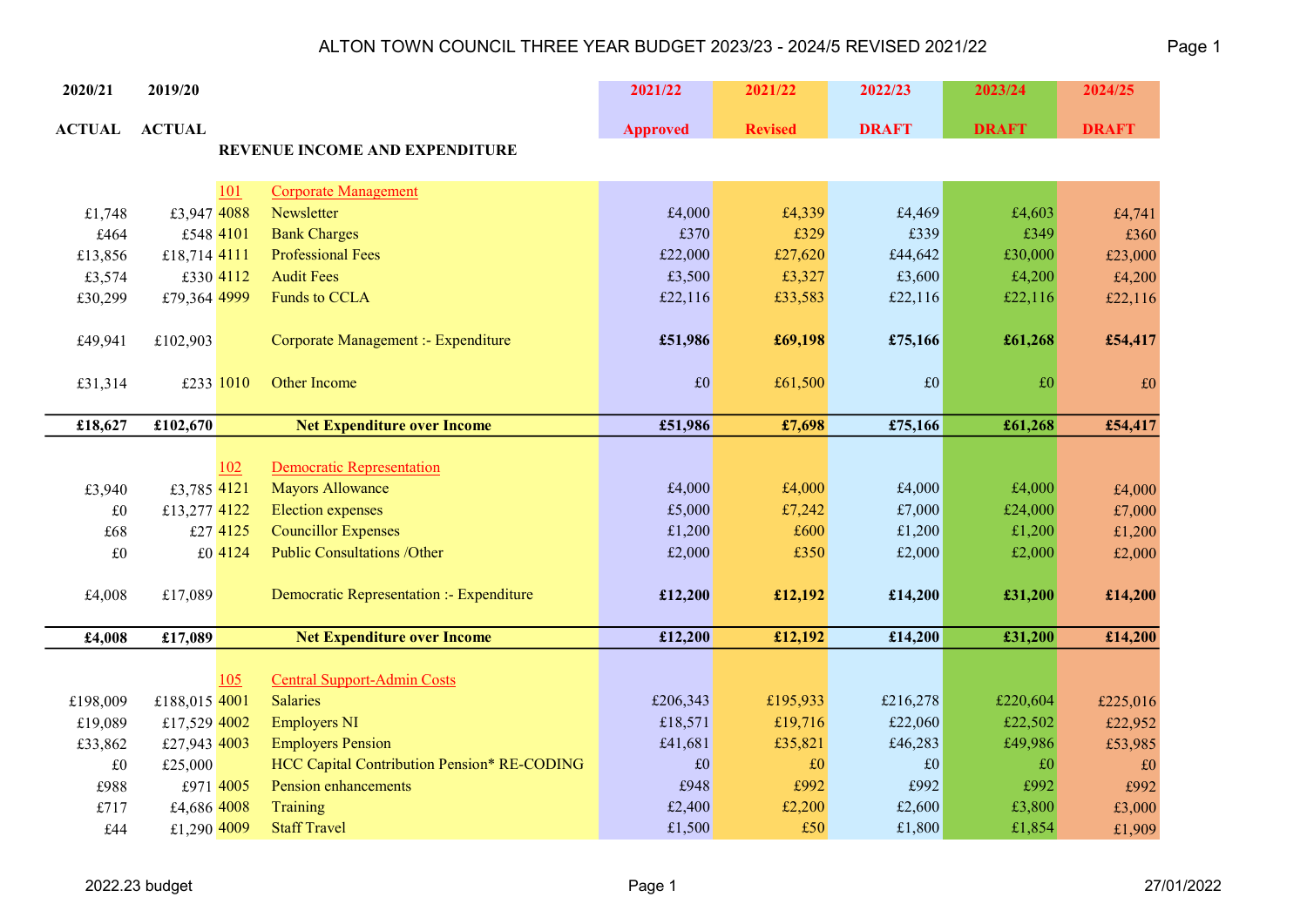# ALTON TOWN COUNCIL THREE YEAR BUDGET 2023/23 - 2024/5 REVISED 2021/22

| 2020/21 ACTUAL | 2019/20 ACTUAL | | REVENUE INCOME AND EXPENDITURE | 2021/22 Approved | 2021/22 Revised | 2022/23 DRAFT | 2023/24 DRAFT | 2024/25 DRAFT |
|---|---|---|---|---|---|---|---|---|
| | | 101 | Corporate Management | | | | | |
| £1,748 | £3,947 | 4088 | Newsletter | £4,000 | £4,339 | £4,469 | £4,603 | £4,741 |
| £464 | £548 | 4101 | Bank Charges | £370 | £329 | £339 | £349 | £360 |
| £13,856 | £18,714 | 4111 | Professional Fees | £22,000 | £27,620 | £44,642 | £30,000 | £23,000 |
| £3,574 | £330 | 4112 | Audit Fees | £3,500 | £3,327 | £3,600 | £4,200 | £4,200 |
| £30,299 | £79,364 | 4999 | Funds to CCLA | £22,116 | £33,583 | £22,116 | £22,116 | £22,116 |
| £49,941 | £102,903 | | Corporate Management :- Expenditure | **£51,986** | **£69,198** | **£75,166** | **£61,268** | **£54,417** |
| £31,314 | £233 | 1010 | Other Income | £0 | £61,500 | £0 | £0 | £0 |
| **£18,627** | **£102,670** | | **Net Expenditure over Income** | **£51,986** | **£7,698** | **£75,166** | **£61,268** | **£54,417** |
| | | 102 | Democratic Representation | | | | | |
| £3,940 | £3,785 | 4121 | Mayors Allowance | £4,000 | £4,000 | £4,000 | £4,000 | £4,000 |
| £0 | £13,277 | 4122 | Election expenses | £5,000 | £7,242 | £7,000 | £24,000 | £7,000 |
| £68 | £27 | 4125 | Councillor Expenses | £1,200 | £600 | £1,200 | £1,200 | £1,200 |
| £0 | £0 | 4124 | Public Consultations /Other | £2,000 | £350 | £2,000 | £2,000 | £2,000 |
| £4,008 | £17,089 | | Democratic Representation :- Expenditure | **£12,200** | **£12,192** | **£14,200** | **£31,200** | **£14,200** |
| **£4,008** | **£17,089** | | **Net Expenditure over Income** | **£12,200** | **£12,192** | **£14,200** | **£31,200** | **£14,200** |
| | | 105 | Central Support-Admin Costs | | | | | |
| £198,009 | £188,015 | 4001 | Salaries | £206,343 | £195,933 | £216,278 | £220,604 | £225,016 |
| £19,089 | £17,529 | 4002 | Employers NI | £18,571 | £19,716 | £22,060 | £22,502 | £22,952 |
| £33,862 | £27,943 | 4003 | Employers Pension | £41,681 | £35,821 | £46,283 | £49,986 | £53,985 |
| £0 | £25,000 | | HCC Capital Contribution Pension* RE-CODING | £0 | £0 | £0 | £0 | £0 |
| £988 | £971 | 4005 | Pension enhancements | £948 | £992 | £992 | £992 | £992 |
| £717 | £4,686 | 4008 | Training | £2,400 | £2,200 | £2,600 | £3,800 | £3,000 |
| £44 | £1,290 | 4009 | Staff Travel | £1,500 | £50 | £1,800 | £1,854 | £1,909 |

2022.23 budget

27/01/2022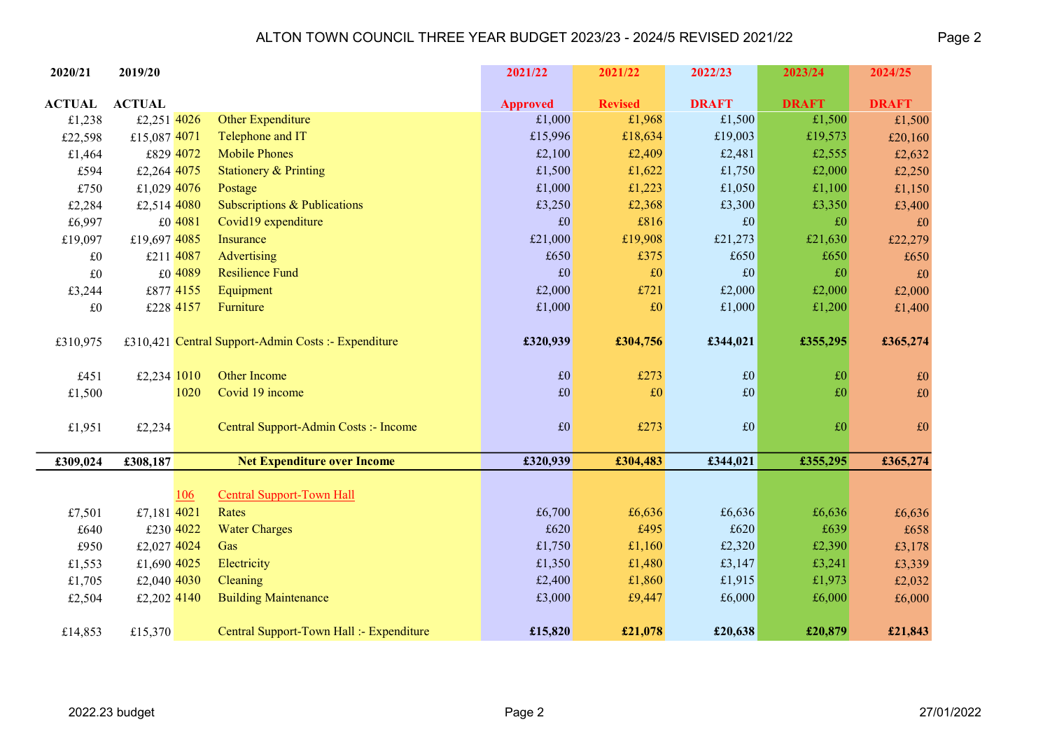# ALTON TOWN COUNCIL THREE YEAR BUDGET 2023/23 - 2024/5 REVISED 2021/22

| 2020/21 ACTUAL | 2019/20 ACTUAL | | | 2021/22 Approved | 2021/22 Revised | 2022/23 DRAFT | 2023/24 DRAFT | 2024/25 DRAFT |
|---|---|---|---|---|---|---|---|---|
| £1,238 | £2,251 | 4026 | Other Expenditure | £1,000 | £1,968 | £1,500 | £1,500 | £1,500 |
| £22,598 | £15,087 | 4071 | Telephone and IT | £15,996 | £18,634 | £19,003 | £19,573 | £20,160 |
| £1,464 | £829 | 4072 | Mobile Phones | £2,100 | £2,409 | £2,481 | £2,555 | £2,632 |
| £594 | £2,264 | 4075 | Stationery & Printing | £1,500 | £1,622 | £1,750 | £2,000 | £2,250 |
| £750 | £1,029 | 4076 | Postage | £1,000 | £1,223 | £1,050 | £1,100 | £1,150 |
| £2,284 | £2,514 | 4080 | Subscriptions & Publications | £3,250 | £2,368 | £3,300 | £3,350 | £3,400 |
| £6,997 | £0 | 4081 | Covid19 expenditure | £0 | £816 | £0 | £0 | £0 |
| £19,097 | £19,697 | 4085 | Insurance | £21,000 | £19,908 | £21,273 | £21,630 | £22,279 |
| £0 | £211 | 4087 | Advertising | £650 | £375 | £650 | £650 | £650 |
| £0 | £0 | 4089 | Resilience Fund | £0 | £0 | £0 | £0 | £0 |
| £3,244 | £877 | 4155 | Equipment | £2,000 | £721 | £2,000 | £2,000 | £2,000 |
| £0 | £228 | 4157 | Furniture | £1,000 | £0 | £1,000 | £1,200 | £1,400 |
| £310,975 | £310,421 | | Central Support-Admin Costs :- Expenditure | **£320,939** | **£304,756** | **£344,021** | **£355,295** | **£365,274** |
| £451 | £2,234 | 1010 | Other Income | £0 | £273 | £0 | £0 | £0 |
| £1,500 | | 1020 | Covid 19 income | £0 | £0 | £0 | £0 | £0 |
| £1,951 | £2,234 | | Central Support-Admin Costs :- Income | £0 | £273 | £0 | £0 | £0 |
| **£309,024** | **£308,187** | | **Net Expenditure over Income** | **£320,939** | **£304,483** | **£344,021** | **£355,295** | **£365,274** |
| | | 106 | Central Support-Town Hall | | | | | |
| £7,501 | £7,181 | 4021 | Rates | £6,700 | £6,636 | £6,636 | £6,636 | £6,636 |
| £640 | £230 | 4022 | Water Charges | £620 | £495 | £620 | £639 | £658 |
| £950 | £2,027 | 4024 | Gas | £1,750 | £1,160 | £2,320 | £2,390 | £3,178 |
| £1,553 | £1,690 | 4025 | Electricity | £1,350 | £1,480 | £3,147 | £3,241 | £3,339 |
| £1,705 | £2,040 | 4030 | Cleaning | £2,400 | £1,860 | £1,915 | £1,973 | £2,032 |
| £2,504 | £2,202 | 4140 | Building Maintenance | £3,000 | £9,447 | £6,000 | £6,000 | £6,000 |
| £14,853 | £15,370 | | Central Support-Town Hall :- Expenditure | **£15,820** | **£21,078** | **£20,638** | **£20,879** | **£21,843** |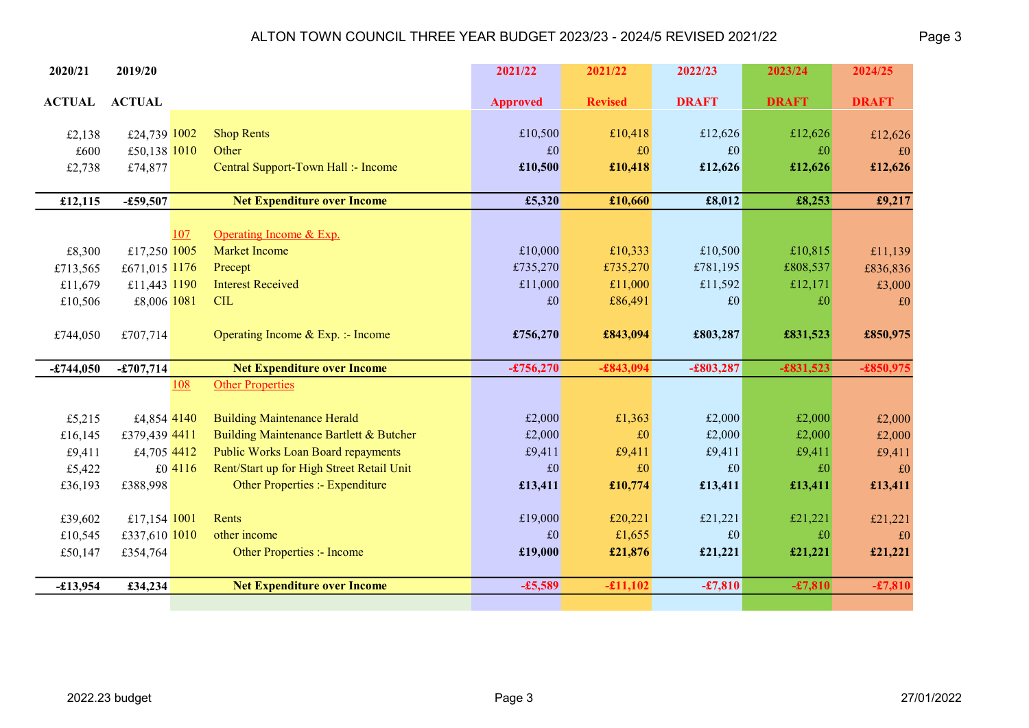# ALTON TOWN COUNCIL THREE YEAR BUDGET 2023/23 - 2024/5 REVISED 2021/22

| 2020/21 ACTUAL | 2019/20 ACTUAL | Code | Description | 2021/22 Approved | 2021/22 Revised | 2022/23 DRAFT | 2023/24 DRAFT | 2024/25 DRAFT |
|---|---|---|---|---|---|---|---|---|
| £2,138 | £24,739 | 1002 | Shop Rents | £10,500 | £10,418 | £12,626 | £12,626 | £12,626 |
| £600 | £50,138 | 1010 | Other | £0 | £0 | £0 | £0 | £0 |
| £2,738 | £74,877 | | Central Support-Town Hall :- Income | **£10,500** | **£10,418** | **£12,626** | **£12,626** | **£12,626** |
| **£12,115** | **-£59,507** | | **Net Expenditure over Income** | **£5,320** | **£10,660** | **£8,012** | **£8,253** | **£9,217** |
| | | 107 | Operating Income & Exp. | | | | | |
| £8,300 | £17,250 | 1005 | Market Income | £10,000 | £10,333 | £10,500 | £10,815 | £11,139 |
| £713,565 | £671,015 | 1176 | Precept | £735,270 | £735,270 | £781,195 | £808,537 | £836,836 |
| £11,679 | £11,443 | 1190 | Interest Received | £11,000 | £11,000 | £11,592 | £12,171 | £3,000 |
| £10,506 | £8,006 | 1081 | CIL | £0 | £86,491 | £0 | £0 | £0 |
| £744,050 | £707,714 | | Operating Income & Exp. :- Income | **£756,270** | **£843,094** | **£803,287** | **£831,523** | **£850,975** |
| **-£744,050** | **-£707,714** | | **Net Expenditure over Income** | **-£756,270** | **-£843,094** | **-£803,287** | **-£831,523** | **-£850,975** |
| | | 108 | Other Properties | | | | | |
| £5,215 | £4,854 | 4140 | Building Maintenance Herald | £2,000 | £1,363 | £2,000 | £2,000 | £2,000 |
| £16,145 | £379,439 | 4411 | Building Maintenance Bartlett & Butcher | £2,000 | £0 | £2,000 | £2,000 | £2,000 |
| £9,411 | £4,705 | 4412 | Public Works Loan Board repayments | £9,411 | £9,411 | £9,411 | £9,411 | £9,411 |
| £5,422 | £0 | 4116 | Rent/Start up for High Street Retail Unit | £0 | £0 | £0 | £0 | £0 |
| £36,193 | £388,998 | | Other Properties :- Expenditure | **£13,411** | **£10,774** | **£13,411** | **£13,411** | **£13,411** |
| £39,602 | £17,154 | 1001 | Rents | £19,000 | £20,221 | £21,221 | £21,221 | £21,221 |
| £10,545 | £337,610 | 1010 | other income | £0 | £1,655 | £0 | £0 | £0 |
| £50,147 | £354,764 | | Other Properties :- Income | **£19,000** | **£21,876** | **£21,221** | **£21,221** | **£21,221** |
| **-£13,954** | **£34,234** | | **Net Expenditure over Income** | **-£5,589** | **-£11,102** | **-£7,810** | **-£7,810** | **-£7,810** |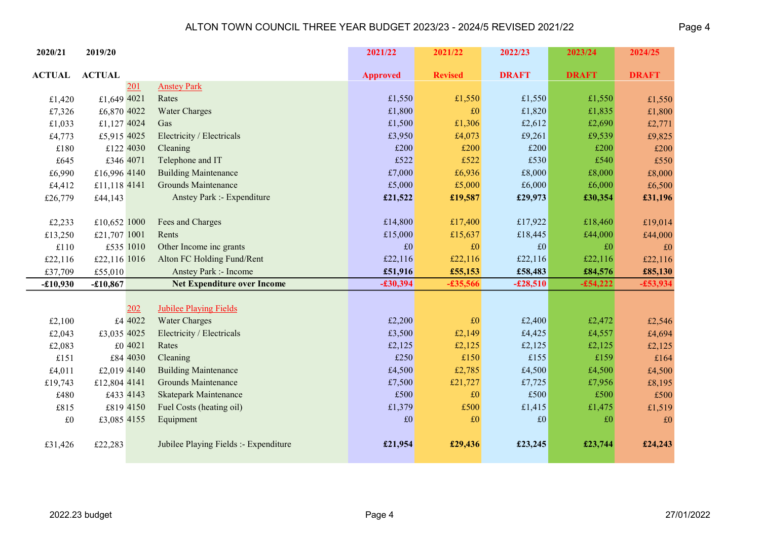# ALTON TOWN COUNCIL THREE YEAR BUDGET 2023/23 - 2024/5 REVISED 2021/22

| 2020/21 ACTUAL | 2019/20 ACTUAL | | | 2021/22 Approved | 2021/22 Revised | 2022/23 DRAFT | 2023/24 DRAFT | 2024/25 DRAFT |
|---|---|---|---|---|---|---|---|---|
| | | 201 | Anstey Park | | | | | |
| £1,420 | £1,649 | 4021 | Rates | £1,550 | £1,550 | £1,550 | £1,550 | £1,550 |
| £7,326 | £6,870 | 4022 | Water Charges | £1,800 | £0 | £1,820 | £1,835 | £1,800 |
| £1,033 | £1,127 | 4024 | Gas | £1,500 | £1,306 | £2,612 | £2,690 | £2,771 |
| £4,773 | £5,915 | 4025 | Electricity / Electricals | £3,950 | £4,073 | £9,261 | £9,539 | £9,825 |
| £180 | £122 | 4030 | Cleaning | £200 | £200 | £200 | £200 | £200 |
| £645 | £346 | 4071 | Telephone and IT | £522 | £522 | £530 | £540 | £550 |
| £6,990 | £16,996 | 4140 | Building Maintenance | £7,000 | £6,936 | £8,000 | £8,000 | £8,000 |
| £4,412 | £11,118 | 4141 | Grounds Maintenance | £5,000 | £5,000 | £6,000 | £6,000 | £6,500 |
| £26,779 | £44,143 | | Anstey Park :- Expenditure | **£21,522** | **£19,587** | **£29,973** | **£30,354** | **£31,196** |
| | | | | | | | | |
| £2,233 | £10,652 | 1000 | Fees and Charges | £14,800 | £17,400 | £17,922 | £18,460 | £19,014 |
| £13,250 | £21,707 | 1001 | Rents | £15,000 | £15,637 | £18,445 | £44,000 | £44,000 |
| £110 | £535 | 1010 | Other Income inc grants | £0 | £0 | £0 | £0 | £0 |
| £22,116 | £22,116 | 1016 | Alton FC Holding Fund/Rent | £22,116 | £22,116 | £22,116 | £22,116 | £22,116 |
| £37,709 | £55,010 | | Anstey Park :- Income | **£51,916** | **£55,153** | **£58,483** | **£84,576** | **£85,130** |
| **-£10,930** | **-£10,867** | | **Net Expenditure over Income** | **-£30,394** | **-£35,566** | **-£28,510** | **-£54,222** | **-£53,934** |
| | | | | | | | | |
| | | 202 | Jubilee Playing Fields | | | | | |
| £2,100 | £4 | 4022 | Water Charges | £2,200 | £0 | £2,400 | £2,472 | £2,546 |
| £2,043 | £3,035 | 4025 | Electricity / Electricals | £3,500 | £2,149 | £4,425 | £4,557 | £4,694 |
| £2,083 | £0 | 4021 | Rates | £2,125 | £2,125 | £2,125 | £2,125 | £2,125 |
| £151 | £84 | 4030 | Cleaning | £250 | £150 | £155 | £159 | £164 |
| £4,011 | £2,019 | 4140 | Building Maintenance | £4,500 | £2,785 | £4,500 | £4,500 | £4,500 |
| £19,743 | £12,804 | 4141 | Grounds Maintenance | £7,500 | £21,727 | £7,725 | £7,956 | £8,195 |
| £480 | £433 | 4143 | Skatepark Maintenance | £500 | £0 | £500 | £500 | £500 |
| £815 | £819 | 4150 | Fuel Costs (heating oil) | £1,379 | £500 | £1,415 | £1,475 | £1,519 |
| £0 | £3,085 | 4155 | Equipment | £0 | £0 | £0 | £0 | £0 |
| | | | | | | | | |
| £31,426 | £22,283 | | Jubilee Playing Fields :- Expenditure | **£21,954** | **£29,436** | **£23,245** | **£23,744** | **£24,243** |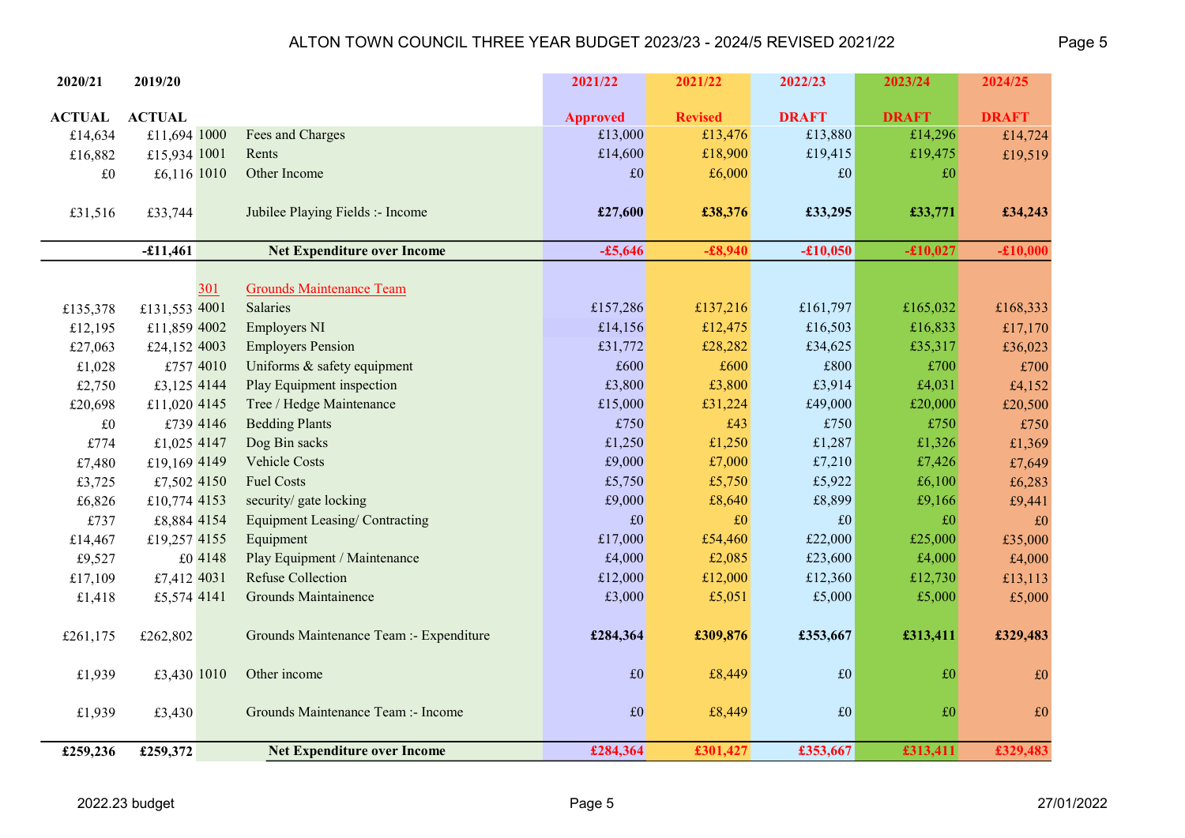# ALTON TOWN COUNCIL THREE YEAR BUDGET 2023/23 - 2024/5 REVISED 2021/22

| 2020/21 | 2019/20 | | | 2021/22 | 2021/22 | 2022/23 | 2023/24 | 2024/25 |
|---|---|---|---|---|---|---|---|---|
| ACTUAL | ACTUAL | | | Approved | Revised | DRAFT | DRAFT | DRAFT |
| £14,634 | £11,694 | 1000 | Fees and Charges | £13,000 | £13,476 | £13,880 | £14,296 | £14,724 |
| £16,882 | £15,934 | 1001 | Rents | £14,600 | £18,900 | £19,415 | £19,475 | £19,519 |
| £0 | £6,116 | 1010 | Other Income | £0 | £6,000 | £0 | £0 | |
| £31,516 | £33,744 | | Jubilee Playing Fields :- Income | **£27,600** | **£38,376** | **£33,295** | **£33,771** | **£34,243** |
| | **-£11,461** | | **Net Expenditure over Income** | **-£5,646** | **-£8,940** | **-£10,050** | **-£10,027** | **-£10,000** |
| | | 301 | Grounds Maintenance Team | | | | | |
| £135,378 | £131,553 | 4001 | Salaries | £157,286 | £137,216 | £161,797 | £165,032 | £168,333 |
| £12,195 | £11,859 | 4002 | Employers NI | £14,156 | £12,475 | £16,503 | £16,833 | £17,170 |
| £27,063 | £24,152 | 4003 | Employers Pension | £31,772 | £28,282 | £34,625 | £35,317 | £36,023 |
| £1,028 | £757 | 4010 | Uniforms & safety equipment | £600 | £600 | £800 | £700 | £700 |
| £2,750 | £3,125 | 4144 | Play Equipment inspection | £3,800 | £3,800 | £3,914 | £4,031 | £4,152 |
| £20,698 | £11,020 | 4145 | Tree / Hedge Maintenance | £15,000 | £31,224 | £49,000 | £20,000 | £20,500 |
| £0 | £739 | 4146 | Bedding Plants | £750 | £43 | £750 | £750 | £750 |
| £774 | £1,025 | 4147 | Dog Bin sacks | £1,250 | £1,250 | £1,287 | £1,326 | £1,369 |
| £7,480 | £19,169 | 4149 | Vehicle Costs | £9,000 | £7,000 | £7,210 | £7,426 | £7,649 |
| £3,725 | £7,502 | 4150 | Fuel Costs | £5,750 | £5,750 | £5,922 | £6,100 | £6,283 |
| £6,826 | £10,774 | 4153 | security/ gate locking | £9,000 | £8,640 | £8,899 | £9,166 | £9,441 |
| £737 | £8,884 | 4154 | Equipment Leasing/ Contracting | £0 | £0 | £0 | £0 | £0 |
| £14,467 | £19,257 | 4155 | Equipment | £17,000 | £54,460 | £22,000 | £25,000 | £35,000 |
| £9,527 | £0 | 4148 | Play Equipment / Maintenance | £4,000 | £2,085 | £23,600 | £4,000 | £4,000 |
| £17,109 | £7,412 | 4031 | Refuse Collection | £12,000 | £12,000 | £12,360 | £12,730 | £13,113 |
| £1,418 | £5,574 | 4141 | Grounds Maintainence | £3,000 | £5,051 | £5,000 | £5,000 | £5,000 |
| £261,175 | £262,802 | | Grounds Maintenance Team :- Expenditure | **£284,364** | **£309,876** | **£353,667** | **£313,411** | **£329,483** |
| £1,939 | £3,430 | 1010 | Other income | £0 | £8,449 | £0 | £0 | £0 |
| £1,939 | £3,430 | | Grounds Maintenance Team :- Income | £0 | £8,449 | £0 | £0 | £0 |
| **£259,236** | **£259,372** | | **Net Expenditure over Income** | **£284,364** | **£301,427** | **£353,667** | **£313,411** | **£329,483** |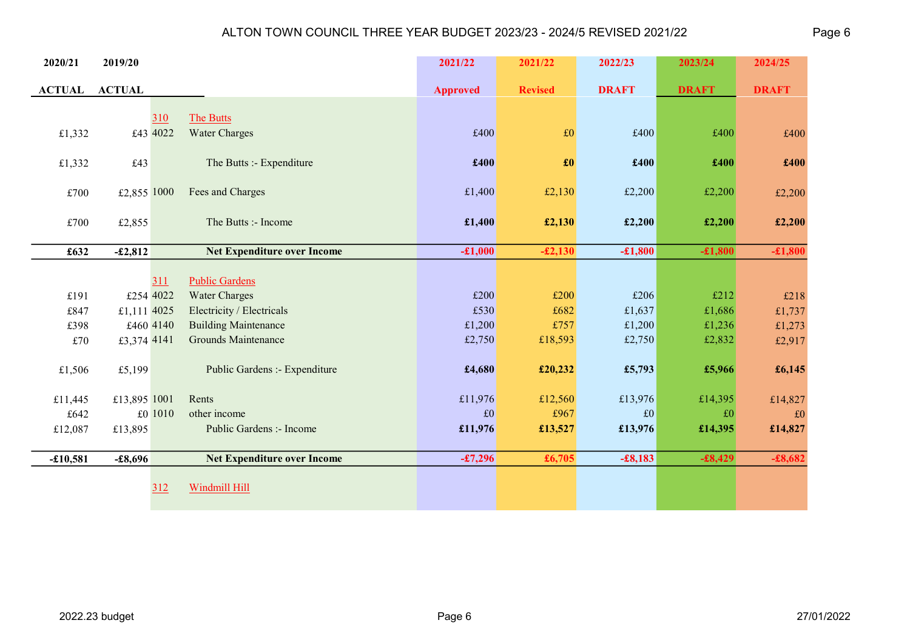# ALTON TOWN COUNCIL THREE YEAR BUDGET 2023/23 - 2024/5 REVISED 2021/22

| 2020/21 ACTUAL | 2019/20 ACTUAL | | | 2021/22 Approved | 2021/22 Revised | 2022/23 DRAFT | 2023/24 DRAFT | 2024/25 DRAFT |
|---|---|---|---|---|---|---|---|---|
| | | 310 | The Butts | | | | | |
| £1,332 | £43 | 4022 | Water Charges | £400 | £0 | £400 | £400 | £400 |
| £1,332 | £43 | | The Butts :- Expenditure | **£400** | **£0** | **£400** | **£400** | **£400** |
| £700 | £2,855 | 1000 | Fees and Charges | £1,400 | £2,130 | £2,200 | £2,200 | £2,200 |
| £700 | £2,855 | | The Butts :- Income | **£1,400** | **£2,130** | **£2,200** | **£2,200** | **£2,200** |
| **£632** | **-£2,812** | | **Net Expenditure over Income** | **-£1,000** | **-£2,130** | **-£1,800** | **-£1,800** | **-£1,800** |
| | | 311 | Public Gardens | | | | | |
| £191 | £254 | 4022 | Water Charges | £200 | £200 | £206 | £212 | £218 |
| £847 | £1,111 | 4025 | Electricity / Electricals | £530 | £682 | £1,637 | £1,686 | £1,737 |
| £398 | £460 | 4140 | Building Maintenance | £1,200 | £757 | £1,200 | £1,236 | £1,273 |
| £70 | £3,374 | 4141 | Grounds Maintenance | £2,750 | £18,593 | £2,750 | £2,832 | £2,917 |
| £1,506 | £5,199 | | Public Gardens :- Expenditure | **£4,680** | **£20,232** | **£5,793** | **£5,966** | **£6,145** |
| £11,445 | £13,895 | 1001 | Rents | £11,976 | £12,560 | £13,976 | £14,395 | £14,827 |
| £642 | £0 | 1010 | other income | £0 | £967 | £0 | £0 | £0 |
| £12,087 | £13,895 | | Public Gardens :- Income | **£11,976** | **£13,527** | **£13,976** | **£14,395** | **£14,827** |
| **-£10,581** | **-£8,696** | | **Net Expenditure over Income** | **-£7,296** | **£6,705** | **-£8,183** | **-£8,429** | **-£8,682** |
| | | 312 | Windmill Hill | | | | | |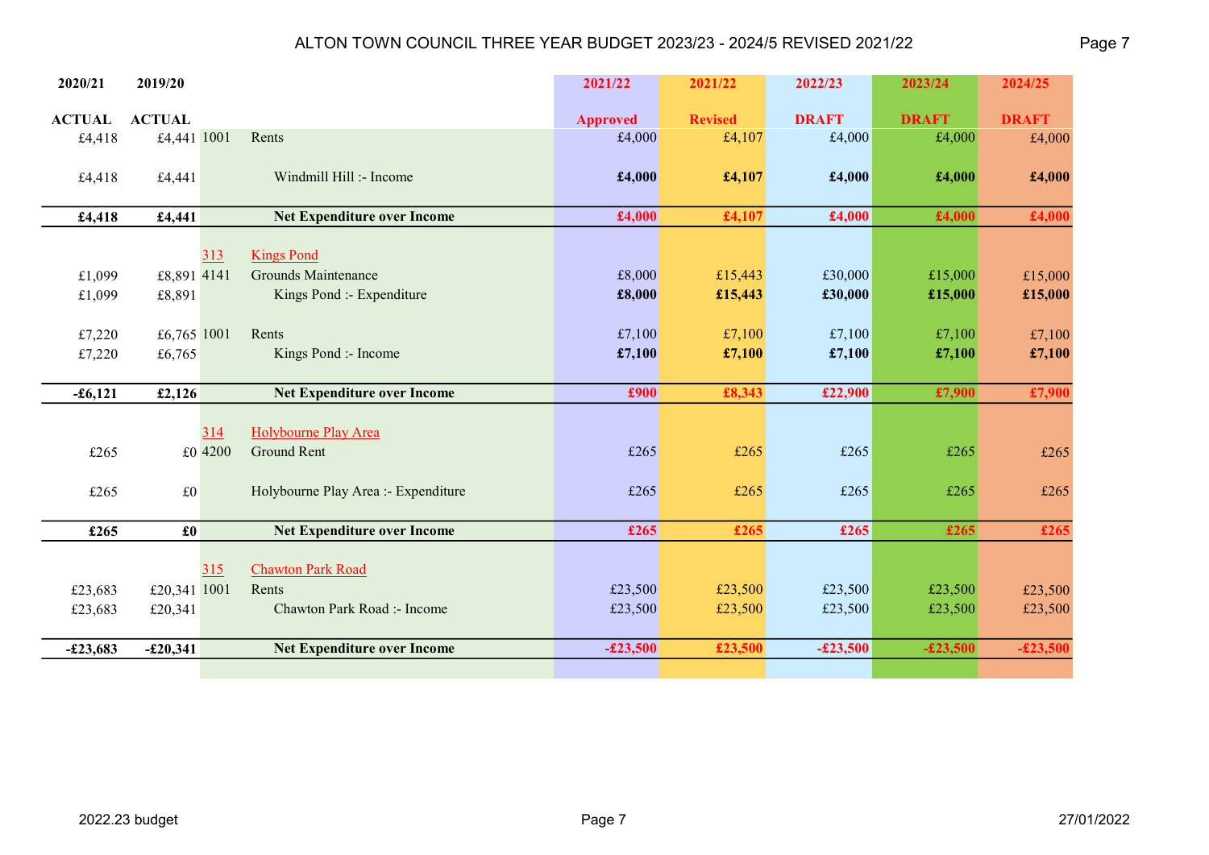# ALTON TOWN COUNCIL THREE YEAR BUDGET 2023/23 - 2024/5 REVISED 2021/22

| 2020/21 ACTUAL | 2019/20 ACTUAL | | | 2021/22 Approved | 2021/22 Revised | 2022/23 DRAFT | 2023/24 DRAFT | 2024/25 DRAFT |
|---|---|---|---|---|---|---|---|---|
| £4,418 | £4,441 | 1001 | Rents | £4,000 | £4,107 | £4,000 | £4,000 | £4,000 |
| £4,418 | £4,441 | | Windmill Hill :- Income | **£4,000** | **£4,107** | **£4,000** | **£4,000** | **£4,000** |
| **£4,418** | **£4,441** | | **Net Expenditure over Income** | **£4,000** | **£4,107** | **£4,000** | **£4,000** | **£4,000** |
| | | 313 | Kings Pond | | | | | |
| £1,099 | £8,891 | 4141 | Grounds Maintenance | £8,000 | £15,443 | £30,000 | £15,000 | £15,000 |
| £1,099 | £8,891 | | Kings Pond :- Expenditure | **£8,000** | **£15,443** | **£30,000** | **£15,000** | **£15,000** |
| £7,220 | £6,765 | 1001 | Rents | £7,100 | £7,100 | £7,100 | £7,100 | £7,100 |
| £7,220 | £6,765 | | Kings Pond :- Income | **£7,100** | **£7,100** | **£7,100** | **£7,100** | **£7,100** |
| **-£6,121** | **£2,126** | | **Net Expenditure over Income** | **£900** | **£8,343** | **£22,900** | **£7,900** | **£7,900** |
| | | 314 | Holybourne Play Area | | | | | |
| £265 | £0 | 4200 | Ground Rent | £265 | £265 | £265 | £265 | £265 |
| £265 | £0 | | Holybourne Play Area :- Expenditure | £265 | £265 | £265 | £265 | £265 |
| **£265** | **£0** | | **Net Expenditure over Income** | **£265** | **£265** | **£265** | **£265** | **£265** |
| | | 315 | Chawton Park Road | | | | | |
| £23,683 | £20,341 | 1001 | Rents | £23,500 | £23,500 | £23,500 | £23,500 | £23,500 |
| £23,683 | £20,341 | | Chawton Park Road :- Income | £23,500 | £23,500 | £23,500 | £23,500 | £23,500 |
| **-£23,683** | **-£20,341** | | **Net Expenditure over Income** | **-£23,500** | **£23,500** | **-£23,500** | **-£23,500** | **-£23,500** |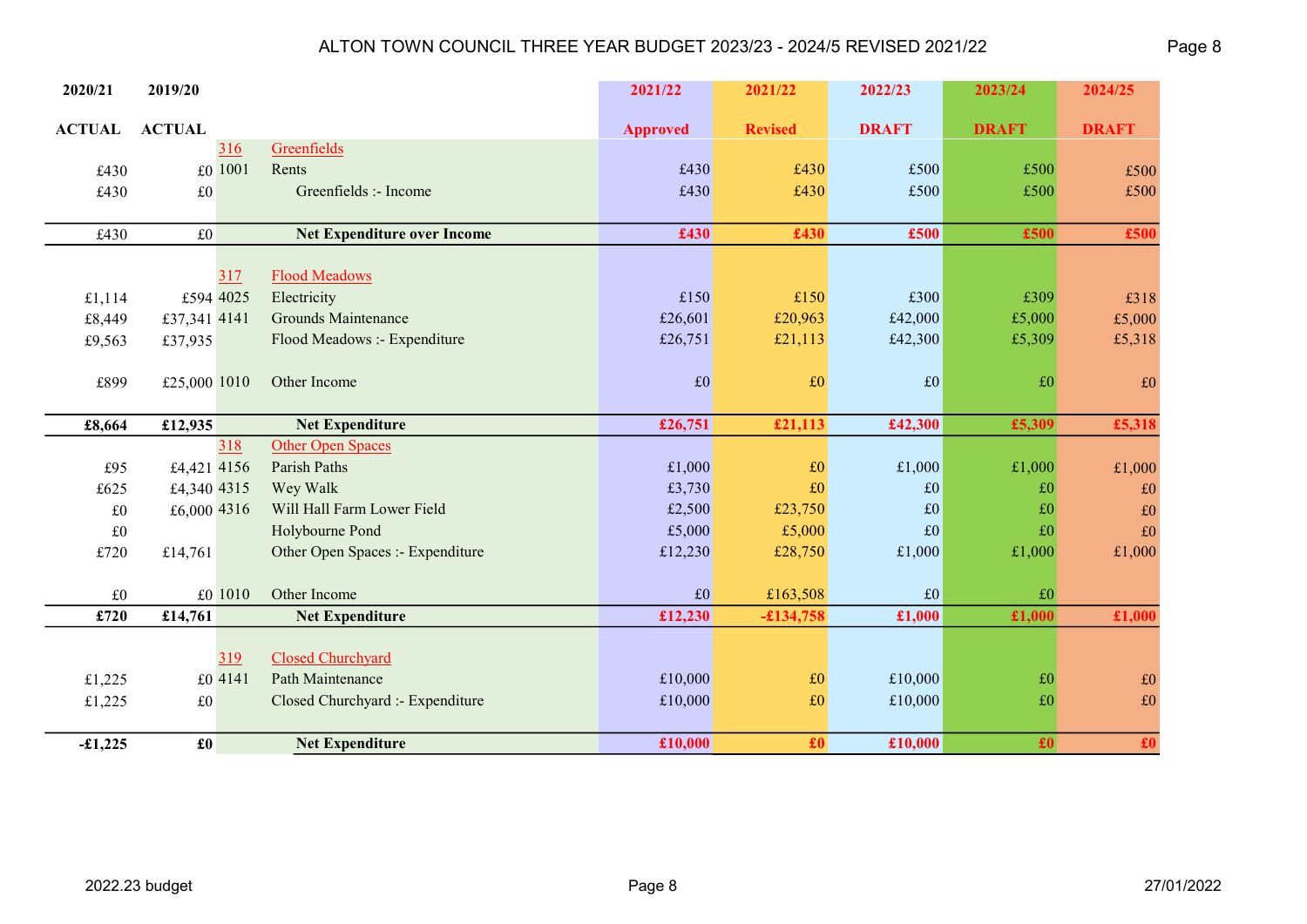# ALTON TOWN COUNCIL THREE YEAR BUDGET 2023/23 - 2024/5 REVISED 2021/22

| 2020/21 ACTUAL | 2019/20 ACTUAL | | | 2021/22 Approved | 2021/22 Revised | 2022/23 DRAFT | 2023/24 DRAFT | 2024/25 DRAFT |
|---|---|---|---|---|---|---|---|---|
| | | 316 | Greenfields | | | | | |
| £430 | £0 | 1001 | Rents | £430 | £430 | £500 | £500 | £500 |
| £430 | £0 | | Greenfields :- Income | £430 | £430 | £500 | £500 | £500 |
| £430 | £0 | | **Net Expenditure over Income** | **£430** | **£430** | **£500** | **£500** | **£500** |
| | | 317 | Flood Meadows | | | | | |
| £1,114 | £594 | 4025 | Electricity | £150 | £150 | £300 | £309 | £318 |
| £8,449 | £37,341 | 4141 | Grounds Maintenance | £26,601 | £20,963 | £42,000 | £5,000 | £5,000 |
| £9,563 | £37,935 | | Flood Meadows :- Expenditure | £26,751 | £21,113 | £42,300 | £5,309 | £5,318 |
| £899 | £25,000 | 1010 | Other Income | £0 | £0 | £0 | £0 | £0 |
| **£8,664** | **£12,935** | | **Net Expenditure** | **£26,751** | **£21,113** | **£42,300** | **£5,309** | **£5,318** |
| | | 318 | Other Open Spaces | | | | | |
| £95 | £4,421 | 4156 | Parish Paths | £1,000 | £0 | £1,000 | £1,000 | £1,000 |
| £625 | £4,340 | 4315 | Wey Walk | £3,730 | £0 | £0 | £0 | £0 |
| £0 | £6,000 | 4316 | Will Hall Farm Lower Field | £2,500 | £23,750 | £0 | £0 | £0 |
| £0 | | | Holybourne Pond | £5,000 | £5,000 | £0 | £0 | £0 |
| £720 | £14,761 | | Other Open Spaces :- Expenditure | £12,230 | £28,750 | £1,000 | £1,000 | £1,000 |
| £0 | £0 | 1010 | Other Income | £0 | £163,508 | £0 | £0 | |
| **£720** | **£14,761** | | **Net Expenditure** | **£12,230** | **-£134,758** | **£1,000** | **£1,000** | **£1,000** |
| | | 319 | Closed Churchyard | | | | | |
| £1,225 | £0 | 4141 | Path Maintenance | £10,000 | £0 | £10,000 | £0 | £0 |
| £1,225 | £0 | | Closed Churchyard :- Expenditure | £10,000 | £0 | £10,000 | £0 | £0 |
| **-£1,225** | **£0** | | **Net Expenditure** | **£10,000** | **£0** | **£10,000** | **£0** | **£0** |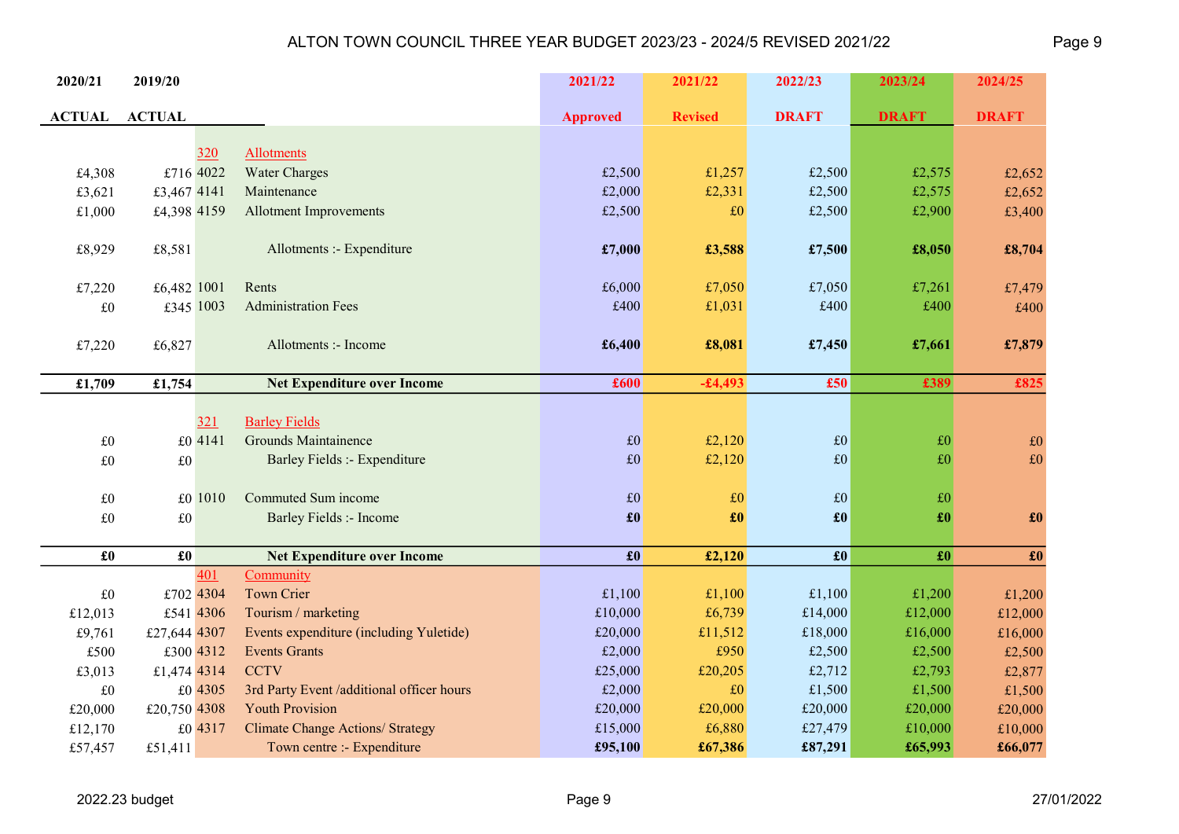# ALTON TOWN COUNCIL THREE YEAR BUDGET 2023/23 - 2024/5 REVISED 2021/22

| 2020/21 ACTUAL | 2019/20 ACTUAL | | | 2021/22 Approved | 2021/22 Revised | 2022/23 DRAFT | 2023/24 DRAFT | 2024/25 DRAFT |
|---|---|---|---|---|---|---|---|---|
| | | 320 | Allotments | | | | | |
| £4,308 | £716 | 4022 | Water Charges | £2,500 | £1,257 | £2,500 | £2,575 | £2,652 |
| £3,621 | £3,467 | 4141 | Maintenance | £2,000 | £2,331 | £2,500 | £2,575 | £2,652 |
| £1,000 | £4,398 | 4159 | Allotment Improvements | £2,500 | £0 | £2,500 | £2,900 | £3,400 |
| £8,929 | £8,581 | | Allotments :- Expenditure | **£7,000** | **£3,588** | **£7,500** | **£8,050** | **£8,704** |
| £7,220 | £6,482 | 1001 | Rents | £6,000 | £7,050 | £7,050 | £7,261 | £7,479 |
| £0 | £345 | 1003 | Administration Fees | £400 | £1,031 | £400 | £400 | £400 |
| £7,220 | £6,827 | | Allotments :- Income | **£6,400** | **£8,081** | **£7,450** | **£7,661** | **£7,879** |
| **£1,709** | **£1,754** | | **Net Expenditure over Income** | **£600** | **-£4,493** | **£50** | **£389** | **£825** |
| | | 321 | Barley Fields | | | | | |
| £0 | £0 | 4141 | Grounds Maintainence | £0 | £2,120 | £0 | £0 | £0 |
| £0 | £0 | | Barley Fields :- Expenditure | £0 | £2,120 | £0 | £0 | £0 |
| £0 | £0 | 1010 | Commuted Sum income | £0 | £0 | £0 | £0 | |
| £0 | £0 | | Barley Fields :- Income | **£0** | **£0** | **£0** | **£0** | **£0** |
| **£0** | **£0** | | **Net Expenditure over Income** | **£0** | **£2,120** | **£0** | **£0** | **£0** |
| | | 401 | Community | | | | | |
| £0 | £702 | 4304 | Town Crier | £1,100 | £1,100 | £1,100 | £1,200 | £1,200 |
| £12,013 | £541 | 4306 | Tourism / marketing | £10,000 | £6,739 | £14,000 | £12,000 | £12,000 |
| £9,761 | £27,644 | 4307 | Events expenditure (including Yuletide) | £20,000 | £11,512 | £18,000 | £16,000 | £16,000 |
| £500 | £300 | 4312 | Events Grants | £2,000 | £950 | £2,500 | £2,500 | £2,500 |
| £3,013 | £1,474 | 4314 | CCTV | £25,000 | £20,205 | £2,712 | £2,793 | £2,877 |
| £0 | £0 | 4305 | 3rd Party Event /additional officer hours | £2,000 | £0 | £1,500 | £1,500 | £1,500 |
| £20,000 | £20,750 | 4308 | Youth Provision | £20,000 | £20,000 | £20,000 | £20,000 | £20,000 |
| £12,170 | £0 | 4317 | Climate Change Actions/ Strategy | £15,000 | £6,880 | £27,479 | £10,000 | £10,000 |
| £57,457 | £51,411 | | Town centre :- Expenditure | **£95,100** | **£67,386** | **£87,291** | **£65,993** | **£66,077** |

2022.23 budget — 27/01/2022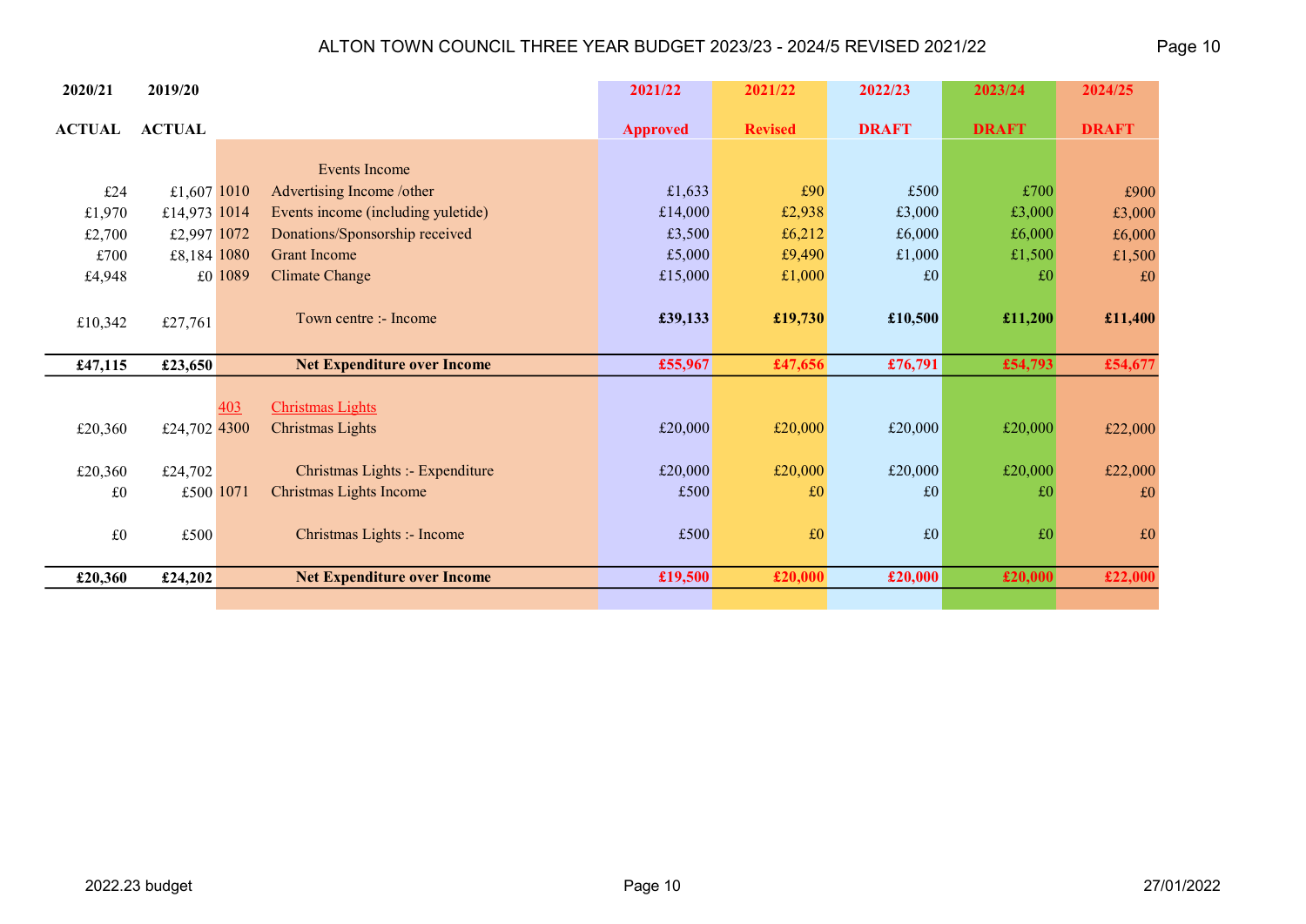# ALTON TOWN COUNCIL THREE YEAR BUDGET 2023/23 - 2024/5 REVISED 2021/22

| 2020/21 ACTUAL | 2019/20 ACTUAL | | | 2021/22 Approved | 2021/22 Revised | 2022/23 DRAFT | 2023/24 DRAFT | 2024/25 DRAFT |
|---|---|---|---|---|---|---|---|---|
| | | | Events Income | | | | | |
| £24 | £1,607 | 1010 | Advertising Income /other | £1,633 | £90 | £500 | £700 | £900 |
| £1,970 | £14,973 | 1014 | Events income (including yuletide) | £14,000 | £2,938 | £3,000 | £3,000 | £3,000 |
| £2,700 | £2,997 | 1072 | Donations/Sponsorship received | £3,500 | £6,212 | £6,000 | £6,000 | £6,000 |
| £700 | £8,184 | 1080 | Grant Income | £5,000 | £9,490 | £1,000 | £1,500 | £1,500 |
| £4,948 | £0 | 1089 | Climate Change | £15,000 | £1,000 | £0 | £0 | £0 |
| £10,342 | £27,761 | | Town centre :- Income | **£39,133** | **£19,730** | **£10,500** | **£11,200** | **£11,400** |
| **£47,115** | **£23,650** | | **Net Expenditure over Income** | **£55,967** | **£47,656** | **£76,791** | **£54,793** | **£54,677** |
| | | 403 | Christmas Lights | | | | | |
| £20,360 | £24,702 | 4300 | Christmas Lights | £20,000 | £20,000 | £20,000 | £20,000 | £22,000 |
| £20,360 | £24,702 | | Christmas Lights :- Expenditure | £20,000 | £20,000 | £20,000 | £20,000 | £22,000 |
| £0 | £500 | 1071 | Christmas Lights Income | £500 | £0 | £0 | £0 | £0 |
| £0 | £500 | | Christmas Lights :- Income | £500 | £0 | £0 | £0 | £0 |
| **£20,360** | **£24,202** | | **Net Expenditure over Income** | **£19,500** | **£20,000** | **£20,000** | **£20,000** | **£22,000** |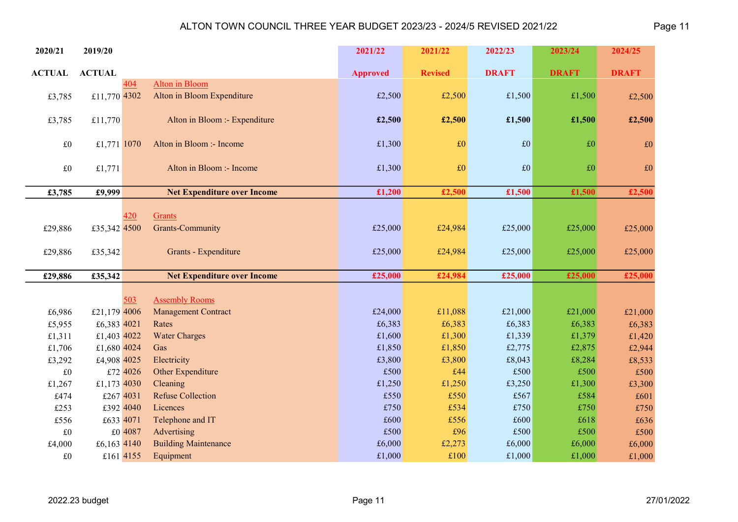# ALTON TOWN COUNCIL THREE YEAR BUDGET 2023/23 - 2024/5 REVISED 2021/22

| 2020/21 ACTUAL | 2019/20 ACTUAL | | | 2021/22 Approved | 2021/22 Revised | 2022/23 DRAFT | 2023/24 DRAFT | 2024/25 DRAFT |
|---|---|---|---|---|---|---|---|---|
| | | 404 | Alton in Bloom | | | | | |
| £3,785 | £11,770 | 4302 | Alton in Bloom Expenditure | £2,500 | £2,500 | £1,500 | £1,500 | £2,500 |
| £3,785 | £11,770 | | Alton in Bloom :- Expenditure | **£2,500** | **£2,500** | **£1,500** | **£1,500** | **£2,500** |
| £0 | £1,771 | 1070 | Alton in Bloom :- Income | £1,300 | £0 | £0 | £0 | £0 |
| £0 | £1,771 | | Alton in Bloom :- Income | £1,300 | £0 | £0 | £0 | £0 |
| **£3,785** | **£9,999** | | **Net Expenditure over Income** | **£1,200** | **£2,500** | **£1,500** | **£1,500** | **£2,500** |
| | | 420 | Grants | | | | | |
| £29,886 | £35,342 | 4500 | Grants-Community | £25,000 | £24,984 | £25,000 | £25,000 | £25,000 |
| £29,886 | £35,342 | | Grants - Expenditure | £25,000 | £24,984 | £25,000 | £25,000 | £25,000 |
| **£29,886** | **£35,342** | | **Net Expenditure over Income** | **£25,000** | **£24,984** | **£25,000** | **£25,000** | **£25,000** |
| | | 503 | Assembly Rooms | | | | | |
| £6,986 | £21,179 | 4006 | Management Contract | £24,000 | £11,088 | £21,000 | £21,000 | £21,000 |
| £5,955 | £6,383 | 4021 | Rates | £6,383 | £6,383 | £6,383 | £6,383 | £6,383 |
| £1,311 | £1,403 | 4022 | Water Charges | £1,600 | £1,300 | £1,339 | £1,379 | £1,420 |
| £1,706 | £1,680 | 4024 | Gas | £1,850 | £1,850 | £2,775 | £2,875 | £2,944 |
| £3,292 | £4,908 | 4025 | Electricity | £3,800 | £3,800 | £8,043 | £8,284 | £8,533 |
| £0 | £72 | 4026 | Other Expenditure | £500 | £44 | £500 | £500 | £500 |
| £1,267 | £1,173 | 4030 | Cleaning | £1,250 | £1,250 | £3,250 | £1,300 | £3,300 |
| £474 | £267 | 4031 | Refuse Collection | £550 | £550 | £567 | £584 | £601 |
| £253 | £392 | 4040 | Licences | £750 | £534 | £750 | £750 | £750 |
| £556 | £633 | 4071 | Telephone and IT | £600 | £556 | £600 | £618 | £636 |
| £0 | £0 | 4087 | Advertising | £500 | £96 | £500 | £500 | £500 |
| £4,000 | £6,163 | 4140 | Building Maintenance | £6,000 | £2,273 | £6,000 | £6,000 | £6,000 |
| £0 | £161 | 4155 | Equipment | £1,000 | £100 | £1,000 | £1,000 | £1,000 |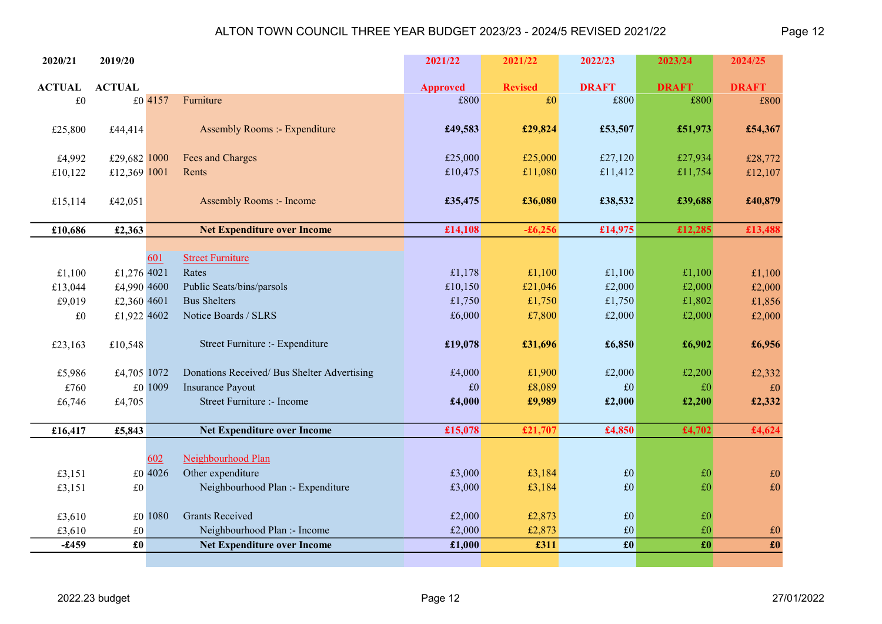# ALTON TOWN COUNCIL THREE YEAR BUDGET 2023/23 - 2024/5 REVISED 2021/22

| 2020/21 ACTUAL | 2019/20 ACTUAL | | | 2021/22 Approved | 2021/22 Revised | 2022/23 DRAFT | 2023/24 DRAFT | 2024/25 DRAFT |
|---|---|---|---|---|---|---|---|---|
| £0 | £0 | 4157 | Furniture | £800 | £0 | £800 | £800 | £800 |
| £25,800 | £44,414 | | Assembly Rooms :- Expenditure | **£49,583** | **£29,824** | **£53,507** | **£51,973** | **£54,367** |
| £4,992 | £29,682 | 1000 | Fees and Charges | £25,000 | £25,000 | £27,120 | £27,934 | £28,772 |
| £10,122 | £12,369 | 1001 | Rents | £10,475 | £11,080 | £11,412 | £11,754 | £12,107 |
| £15,114 | £42,051 | | Assembly Rooms :- Income | **£35,475** | **£36,080** | **£38,532** | **£39,688** | **£40,879** |
| **£10,686** | **£2,363** | | **Net Expenditure over Income** | **£14,108** | **-£6,256** | **£14,975** | **£12,285** | **£13,488** |
| | | 601 | Street Furniture | | | | | |
| £1,100 | £1,276 | 4021 | Rates | £1,178 | £1,100 | £1,100 | £1,100 | £1,100 |
| £13,044 | £4,990 | 4600 | Public Seats/bins/parsols | £10,150 | £21,046 | £2,000 | £2,000 | £2,000 |
| £9,019 | £2,360 | 4601 | Bus Shelters | £1,750 | £1,750 | £1,750 | £1,802 | £1,856 |
| £0 | £1,922 | 4602 | Notice Boards / SLRS | £6,000 | £7,800 | £2,000 | £2,000 | £2,000 |
| £23,163 | £10,548 | | Street Furniture :- Expenditure | **£19,078** | **£31,696** | **£6,850** | **£6,902** | **£6,956** |
| £5,986 | £4,705 | 1072 | Donations Received/ Bus Shelter Advertising | £4,000 | £1,900 | £2,000 | £2,200 | £2,332 |
| £760 | £0 | 1009 | Insurance Payout | £0 | £8,089 | £0 | £0 | £0 |
| £6,746 | £4,705 | | Street Furniture :- Income | **£4,000** | **£9,989** | **£2,000** | **£2,200** | **£2,332** |
| **£16,417** | **£5,843** | | **Net Expenditure over Income** | **£15,078** | **£21,707** | **£4,850** | **£4,702** | **£4,624** |
| | | 602 | Neighbourhood Plan | | | | | |
| £3,151 | £0 | 4026 | Other expenditure | £3,000 | £3,184 | £0 | £0 | £0 |
| £3,151 | £0 | | Neighbourhood Plan :- Expenditure | £3,000 | £3,184 | £0 | £0 | £0 |
| £3,610 | £0 | 1080 | Grants Received | £2,000 | £2,873 | £0 | £0 | |
| £3,610 | £0 | | Neighbourhood Plan :- Income | £2,000 | £2,873 | £0 | £0 | £0 |
| **-£459** | **£0** | | **Net Expenditure over Income** | **£1,000** | **£311** | **£0** | **£0** | **£0** |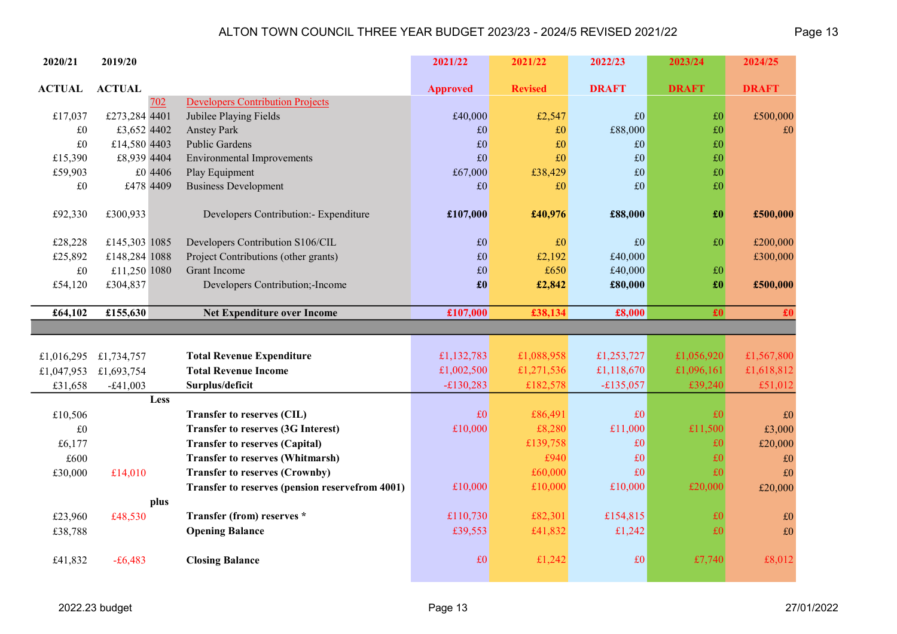# ALTON TOWN COUNCIL THREE YEAR BUDGET 2023/23 - 2024/5 REVISED 2021/22

| 2020/21 ACTUAL | 2019/20 ACTUAL | | | 2021/22 Approved | 2021/22 Revised | 2022/23 DRAFT | 2023/24 DRAFT | 2024/25 DRAFT |
|---|---|---|---|---|---|---|---|---|
| | | 702 | Developers Contribution Projects | | | | | |
| £17,037 | £273,284 | 4401 | Jubilee Playing Fields | £40,000 | £2,547 | £0 | £0 | £500,000 |
| £0 | £3,652 | 4402 | Anstey Park | £0 | £0 | £88,000 | £0 | £0 |
| £0 | £14,580 | 4403 | Public Gardens | £0 | £0 | £0 | £0 | |
| £15,390 | £8,939 | 4404 | Environmental Improvements | £0 | £0 | £0 | £0 | |
| £59,903 | £0 | 4406 | Play Equipment | £67,000 | £38,429 | £0 | £0 | |
| £0 | £478 | 4409 | Business Development | £0 | £0 | £0 | £0 | |
| £92,330 | £300,933 | | Developers Contribution:- Expenditure | **£107,000** | **£40,976** | **£88,000** | **£0** | **£500,000** |
| £28,228 | £145,303 | 1085 | Developers Contribution S106/CIL | £0 | £0 | £0 | £0 | £200,000 |
| £25,892 | £148,284 | 1088 | Project Contributions (other grants) | £0 | £2,192 | £40,000 | | £300,000 |
| £0 | £11,250 | 1080 | Grant Income | £0 | £650 | £40,000 | £0 | |
| £54,120 | £304,837 | | Developers Contribution;-Income | **£0** | **£2,842** | **£80,000** | **£0** | **£500,000** |
| **£64,102** | **£155,630** | | **Net Expenditure over Income** | **£107,000** | **£38,134** | **£8,000** | **£0** | **£0** |
| £1,016,295 | £1,734,757 | | **Total Revenue Expenditure** | £1,132,783 | £1,088,958 | £1,253,727 | £1,056,920 | £1,567,800 |
| £1,047,953 | £1,693,754 | | **Total Revenue Income** | £1,002,500 | £1,271,536 | £1,118,670 | £1,096,161 | £1,618,812 |
| £31,658 | -£41,003 | | **Surplus/deficit** | -£130,283 | £182,578 | -£135,057 | £39,240 | £51,012 |
| | | Less | | | | | | |
| £10,506 | | | **Transfer to reserves (CIL)** | £0 | £86,491 | £0 | £0 | £0 |
| £0 | | | **Transfer to reserves (3G Interest)** | £10,000 | £8,280 | £11,000 | £11,500 | £3,000 |
| £6,177 | | | **Transfer to reserves (Capital)** | | £139,758 | £0 | £0 | £20,000 |
| £600 | | | **Transfer to reserves (Whitmarsh)** | | £940 | £0 | £0 | £0 |
| £30,000 | £14,010 | | **Transfer to reserves (Crownby)** | | £60,000 | £0 | £0 | £0 |
| | | | **Transfer to reserves (pension reservefrom 4001)** | £10,000 | £10,000 | £10,000 | £20,000 | £20,000 |
| | | plus | | | | | | |
| £23,960 | £48,530 | | **Transfer (from) reserves *** | £110,730 | £82,301 | £154,815 | £0 | £0 |
| £38,788 | | | **Opening Balance** | £39,553 | £41,832 | £1,242 | £0 | £0 |
| £41,832 | -£6,483 | | **Closing Balance** | £0 | £1,242 | £0 | £7,740 | £8,012 |

2022.23 budget — 27/01/2022